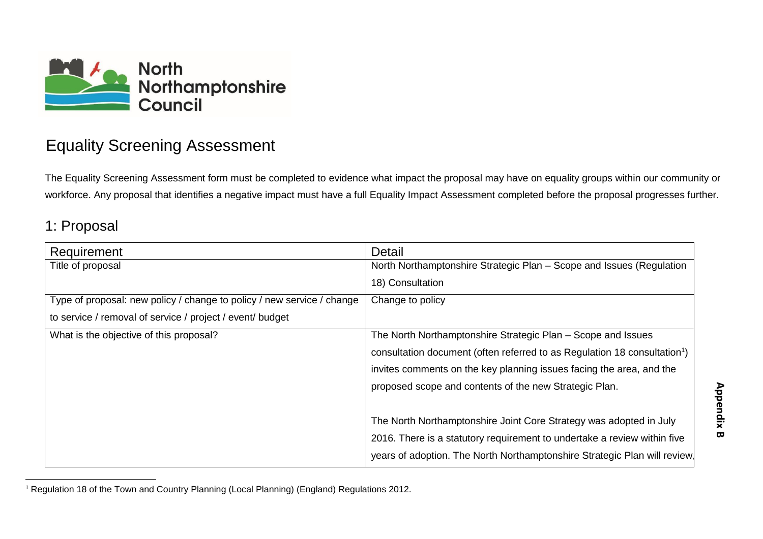North Northamptonshire Council

# Equality Screening Assessment

The Equality Screening Assessment form must be completed to evidence what impact the proposal may have on equality groups within our community or workforce. Any proposal that identifies a negative impact must have a full Equality Impact Assessment completed before the proposal progresses further.

## 1: Proposal

| Requirement | Detail |
|---|---|
| Title of proposal | North Northamptonshire Strategic Plan – Scope and Issues (Regulation 18) Consultation |
| Type of proposal: new policy / change to policy / new service / change to service / removal of service / project / event/ budget | Change to policy |
| What is the objective of this proposal? | The North Northamptonshire Strategic Plan – Scope and Issues consultation document (often referred to as Regulation 18 consultation[1]) invites comments on the key planning issues facing the area, and the proposed scope and contents of the new Strategic Plan.<br><br>The North Northamptonshire Joint Core Strategy was adopted in July 2016. There is a statutory requirement to undertake a review within five years of adoption. The North Northamptonshire Strategic Plan will review |

Appendix B

[1] Regulation 18 of the Town and Country Planning (Local Planning) (England) Regulations 2012.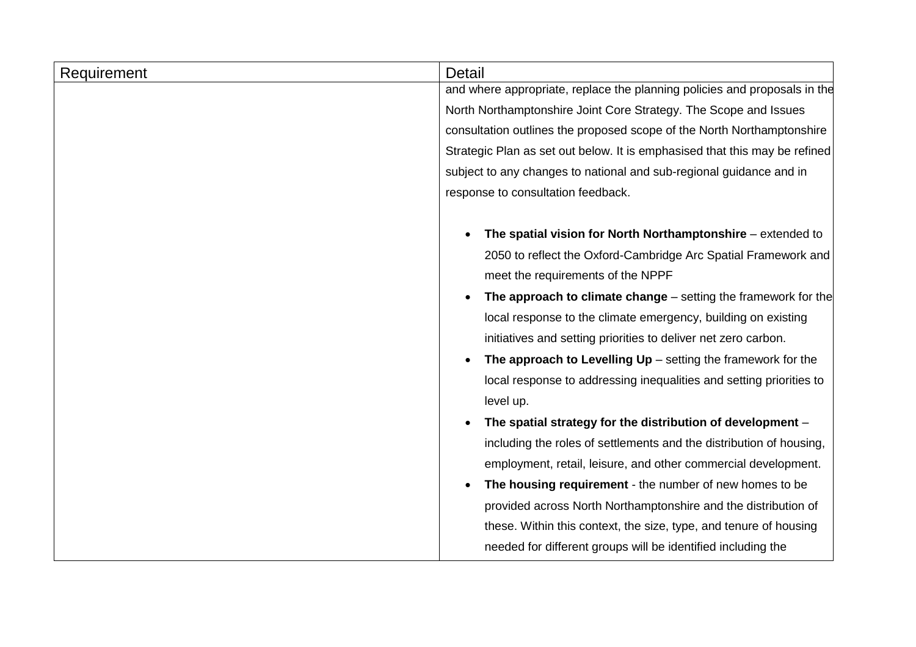| Requirement | Detail |
| --- | --- |
| | and where appropriate, replace the planning policies and proposals in the North Northamptonshire Joint Core Strategy. The Scope and Issues consultation outlines the proposed scope of the North Northamptonshire Strategic Plan as set out below. It is emphasised that this may be refined subject to any changes to national and sub-regional guidance and in response to consultation feedback.<br><br>• **The spatial vision for North Northamptonshire** – extended to 2050 to reflect the Oxford-Cambridge Arc Spatial Framework and meet the requirements of the NPPF<br>• **The approach to climate change** – setting the framework for the local response to the climate emergency, building on existing initiatives and setting priorities to deliver net zero carbon.<br>• **The approach to Levelling Up** – setting the framework for the local response to addressing inequalities and setting priorities to level up.<br>• **The spatial strategy for the distribution of development** – including the roles of settlements and the distribution of housing, employment, retail, leisure, and other commercial development.<br>• **The housing requirement** - the number of new homes to be provided across North Northamptonshire and the distribution of these. Within this context, the size, type, and tenure of housing needed for different groups will be identified including the |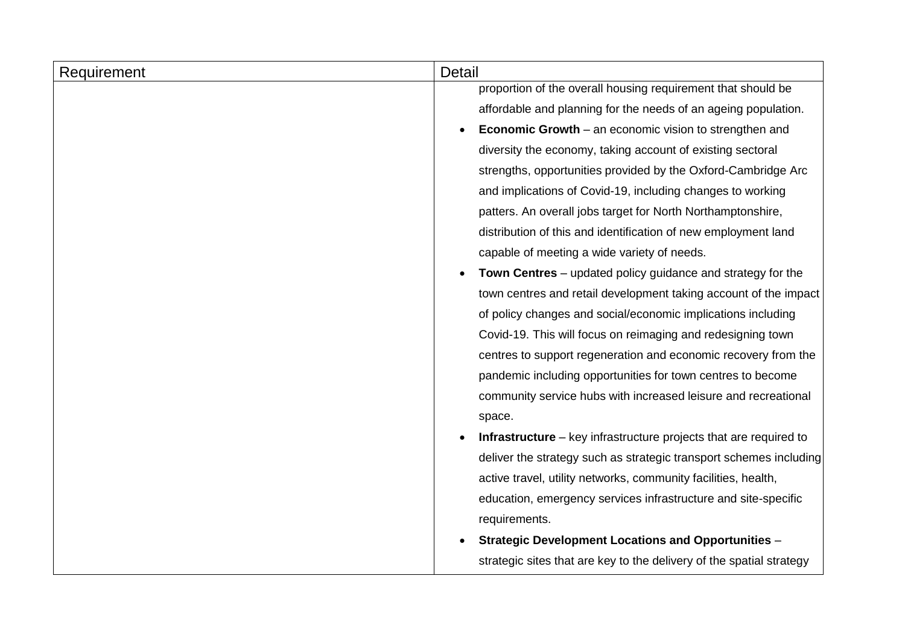| Requirement | Detail |
| --- | --- |
| | proportion of the overall housing requirement that should be affordable and planning for the needs of an ageing population.<br>• **Economic Growth** – an economic vision to strengthen and diversity the economy, taking account of existing sectoral strengths, opportunities provided by the Oxford-Cambridge Arc and implications of Covid-19, including changes to working patters. An overall jobs target for North Northamptonshire, distribution of this and identification of new employment land capable of meeting a wide variety of needs.<br>• **Town Centres** – updated policy guidance and strategy for the town centres and retail development taking account of the impact of policy changes and social/economic implications including Covid-19. This will focus on reimaging and redesigning town centres to support regeneration and economic recovery from the pandemic including opportunities for town centres to become community service hubs with increased leisure and recreational space.<br>• **Infrastructure** – key infrastructure projects that are required to deliver the strategy such as strategic transport schemes including active travel, utility networks, community facilities, health, education, emergency services infrastructure and site-specific requirements.<br>• **Strategic Development Locations and Opportunities** – strategic sites that are key to the delivery of the spatial strategy |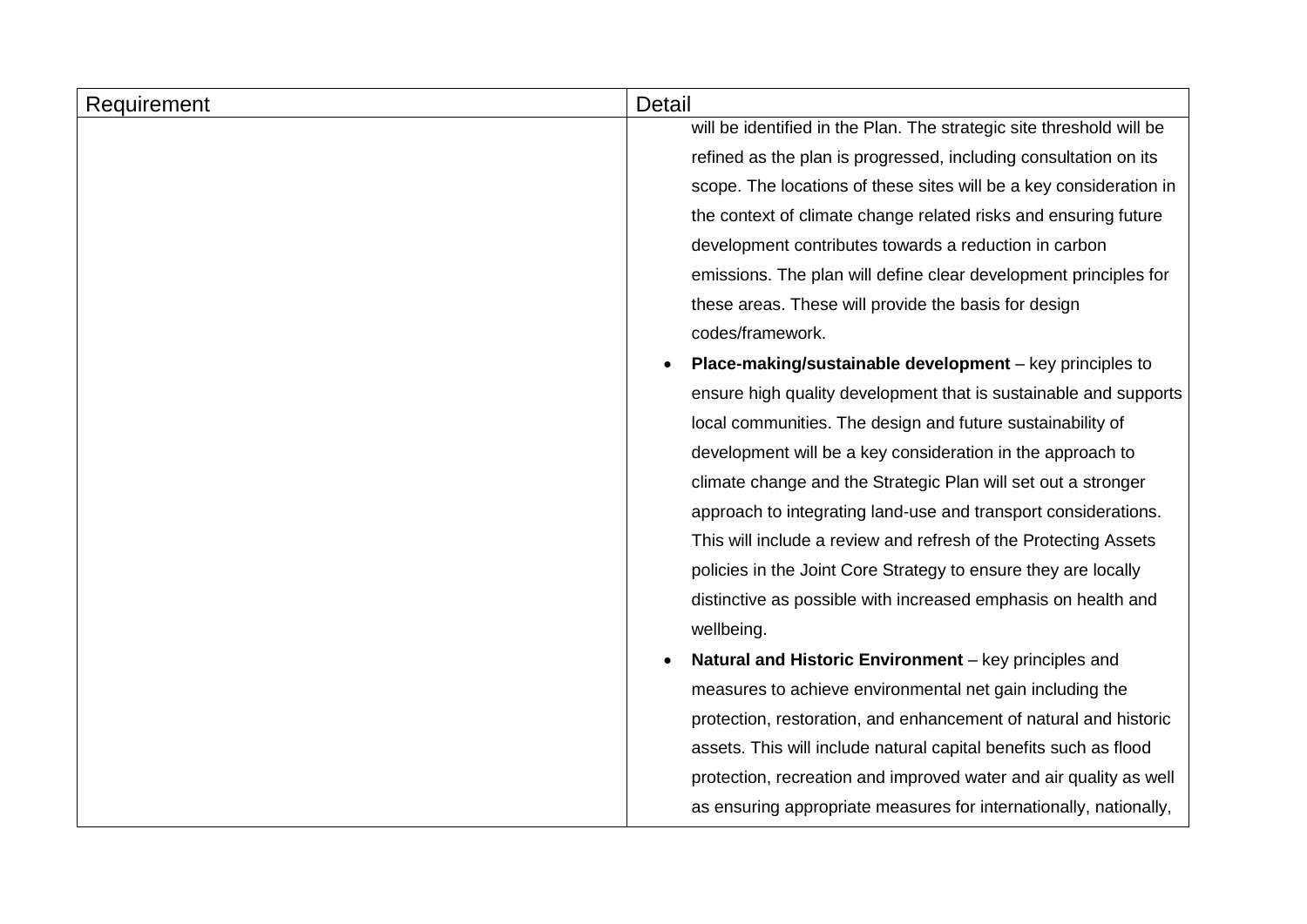| Requirement | Detail |
|---|---|
| | will be identified in the Plan. The strategic site threshold will be refined as the plan is progressed, including consultation on its scope. The locations of these sites will be a key consideration in the context of climate change related risks and ensuring future development contributes towards a reduction in carbon emissions. The plan will define clear development principles for these areas. These will provide the basis for design codes/framework.<br>• **Place-making/sustainable development** – key principles to ensure high quality development that is sustainable and supports local communities. The design and future sustainability of development will be a key consideration in the approach to climate change and the Strategic Plan will set out a stronger approach to integrating land-use and transport considerations. This will include a review and refresh of the Protecting Assets policies in the Joint Core Strategy to ensure they are locally distinctive as possible with increased emphasis on health and wellbeing.<br>• **Natural and Historic Environment** – key principles and measures to achieve environmental net gain including the protection, restoration, and enhancement of natural and historic assets. This will include natural capital benefits such as flood protection, recreation and improved water and air quality as well as ensuring appropriate measures for internationally, nationally, |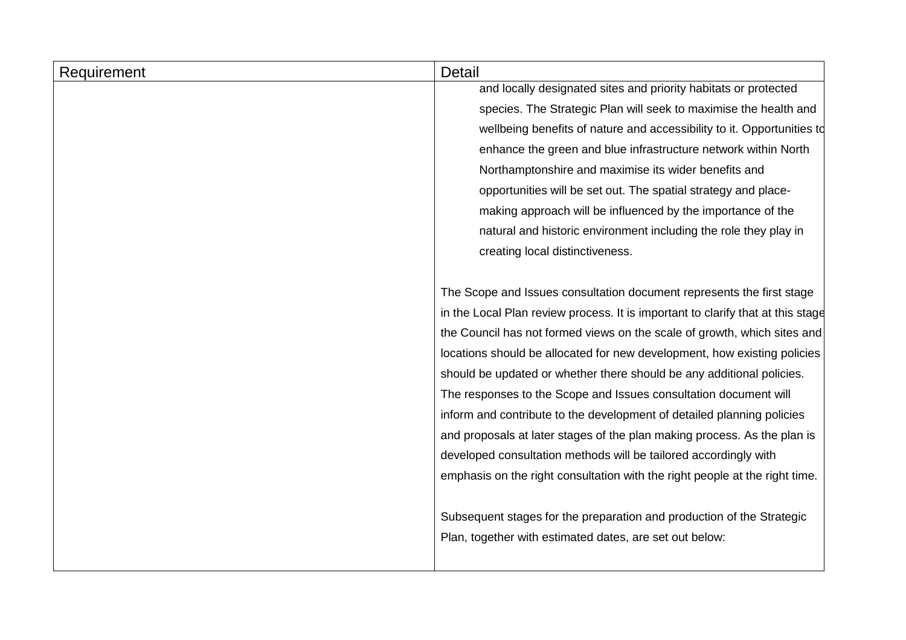| Requirement | Detail |
| --- | --- |
| | and locally designated sites and priority habitats or protected species. The Strategic Plan will seek to maximise the health and wellbeing benefits of nature and accessibility to it. Opportunities to enhance the green and blue infrastructure network within North Northamptonshire and maximise its wider benefits and opportunities will be set out. The spatial strategy and place-making approach will be influenced by the importance of the natural and historic environment including the role they play in creating local distinctiveness.<br><br>The Scope and Issues consultation document represents the first stage in the Local Plan review process. It is important to clarify that at this stage the Council has not formed views on the scale of growth, which sites and locations should be allocated for new development, how existing policies should be updated or whether there should be any additional policies. The responses to the Scope and Issues consultation document will inform and contribute to the development of detailed planning policies and proposals at later stages of the plan making process. As the plan is developed consultation methods will be tailored accordingly with emphasis on the right consultation with the right people at the right time.<br><br>Subsequent stages for the preparation and production of the Strategic Plan, together with estimated dates, are set out below: |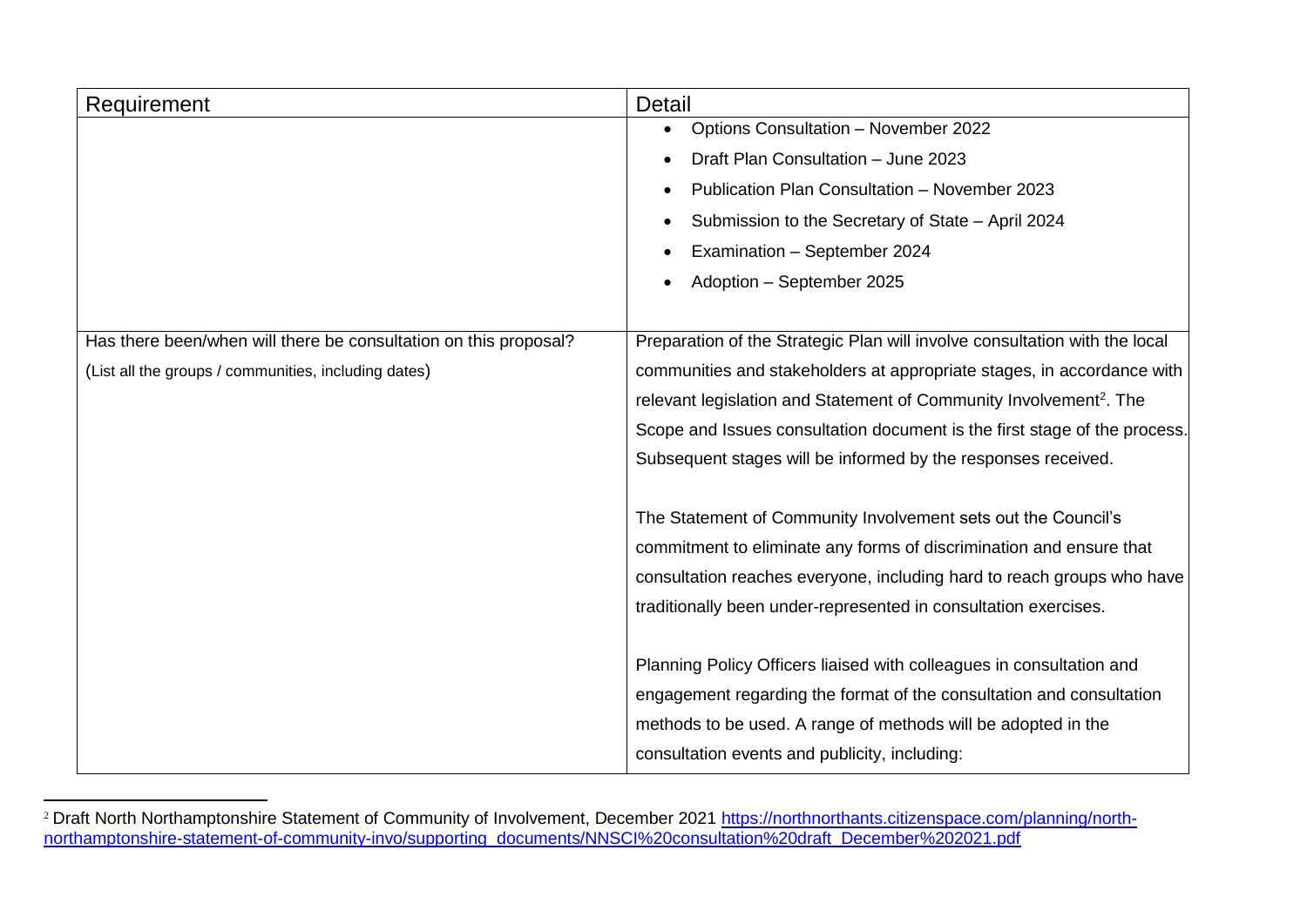| Requirement | Detail |
| --- | --- |
| | - Options Consultation – November 2022<br>- Draft Plan Consultation – June 2023<br>- Publication Plan Consultation – November 2023<br>- Submission to the Secretary of State – April 2024<br>- Examination – September 2024<br>- Adoption – September 2025 |
| Has there been/when will there be consultation on this proposal?<br>(List all the groups / communities, including dates) | Preparation of the Strategic Plan will involve consultation with the local communities and stakeholders at appropriate stages, in accordance with relevant legislation and Statement of Community Involvement[2]. The Scope and Issues consultation document is the first stage of the process. Subsequent stages will be informed by the responses received.<br><br>The Statement of Community Involvement sets out the Council's commitment to eliminate any forms of discrimination and ensure that consultation reaches everyone, including hard to reach groups who have traditionally been under-represented in consultation exercises.<br><br>Planning Policy Officers liaised with colleagues in consultation and engagement regarding the format of the consultation and consultation methods to be used. A range of methods will be adopted in the consultation events and publicity, including: |

[2] Draft North Northamptonshire Statement of Community of Involvement, December 2021 https://northnorthants.citizenspace.com/planning/north-northamptonshire-statement-of-community-invo/supporting_documents/NNSCI%20consultation%20draft_December%202021.pdf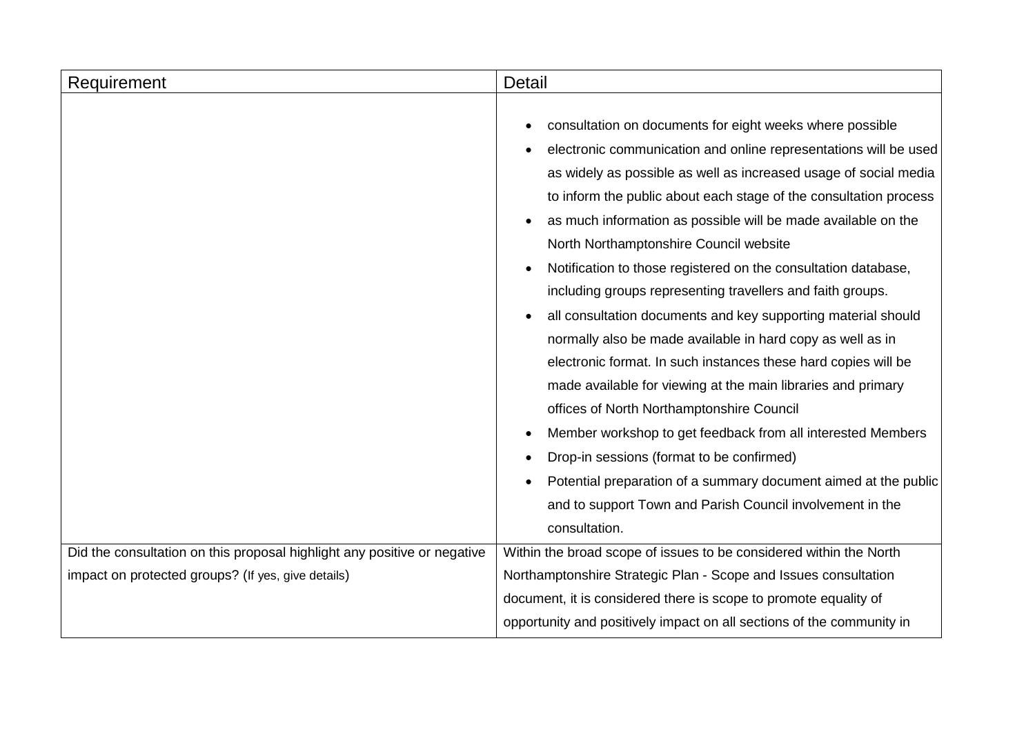| Requirement | Detail |
| --- | --- |
| | <ul><li>consultation on documents for eight weeks where possible</li><li>electronic communication and online representations will be used as widely as possible as well as increased usage of social media to inform the public about each stage of the consultation process</li><li>as much information as possible will be made available on the North Northamptonshire Council website</li><li>Notification to those registered on the consultation database, including groups representing travellers and faith groups.</li><li>all consultation documents and key supporting material should normally also be made available in hard copy as well as in electronic format. In such instances these hard copies will be made available for viewing at the main libraries and primary offices of North Northamptonshire Council</li><li>Member workshop to get feedback from all interested Members</li><li>Drop-in sessions (format to be confirmed)</li><li>Potential preparation of a summary document aimed at the public and to support Town and Parish Council involvement in the consultation.</li></ul> |
| Did the consultation on this proposal highlight any positive or negative impact on protected groups? (If yes, give details) | Within the broad scope of issues to be considered within the North Northamptonshire Strategic Plan - Scope and Issues consultation document, it is considered there is scope to promote equality of opportunity and positively impact on all sections of the community in |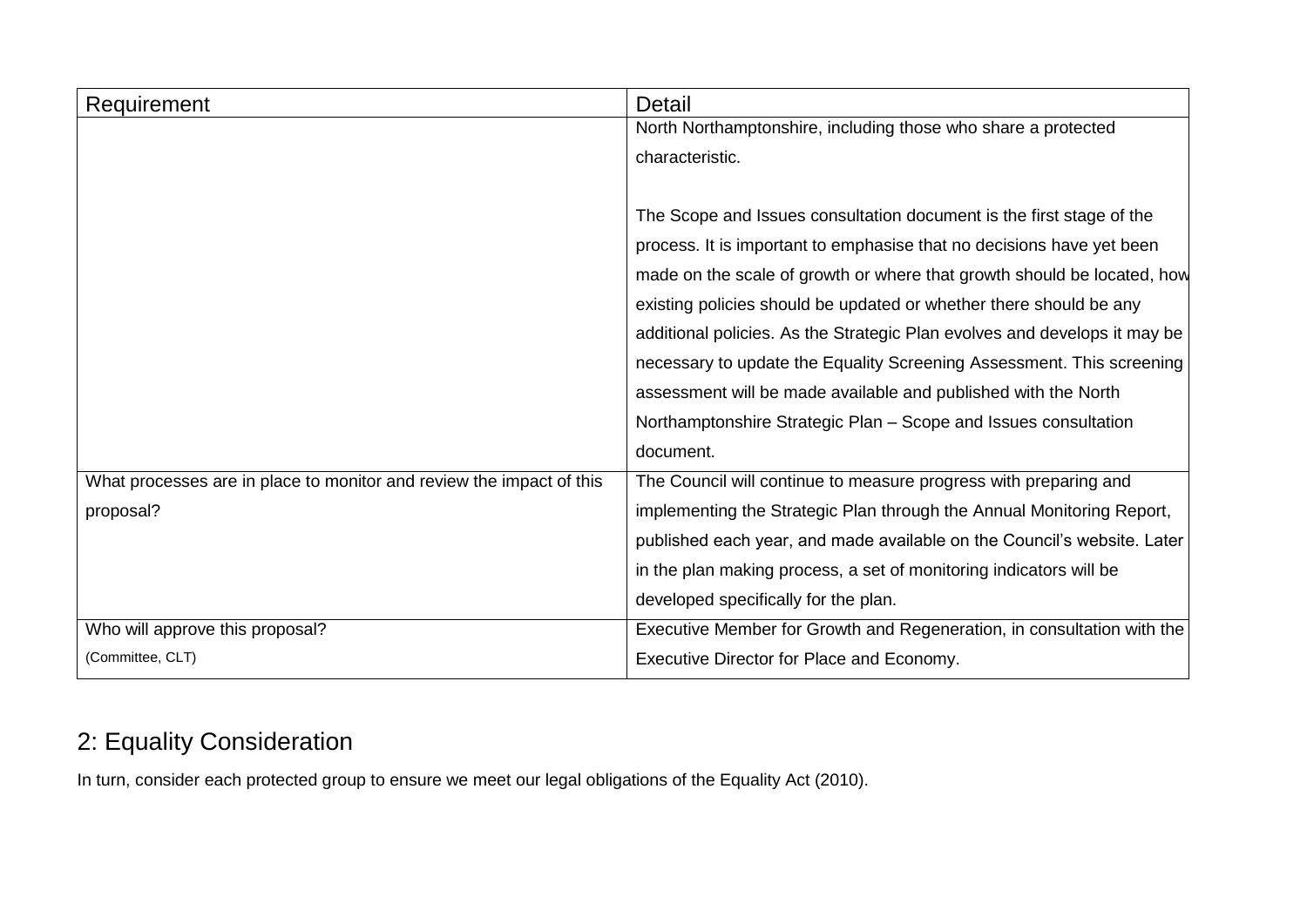| Requirement | Detail |
|---|---|
| | North Northamptonshire, including those who share a protected characteristic.<br><br>The Scope and Issues consultation document is the first stage of the process. It is important to emphasise that no decisions have yet been made on the scale of growth or where that growth should be located, how existing policies should be updated or whether there should be any additional policies. As the Strategic Plan evolves and develops it may be necessary to update the Equality Screening Assessment. This screening assessment will be made available and published with the North Northamptonshire Strategic Plan – Scope and Issues consultation document. |
| What processes are in place to monitor and review the impact of this proposal? | The Council will continue to measure progress with preparing and implementing the Strategic Plan through the Annual Monitoring Report, published each year, and made available on the Council's website. Later in the plan making process, a set of monitoring indicators will be developed specifically for the plan. |
| Who will approve this proposal?<br>(Committee, CLT) | Executive Member for Growth and Regeneration, in consultation with the Executive Director for Place and Economy. |

## 2: Equality Consideration

In turn, consider each protected group to ensure we meet our legal obligations of the Equality Act (2010).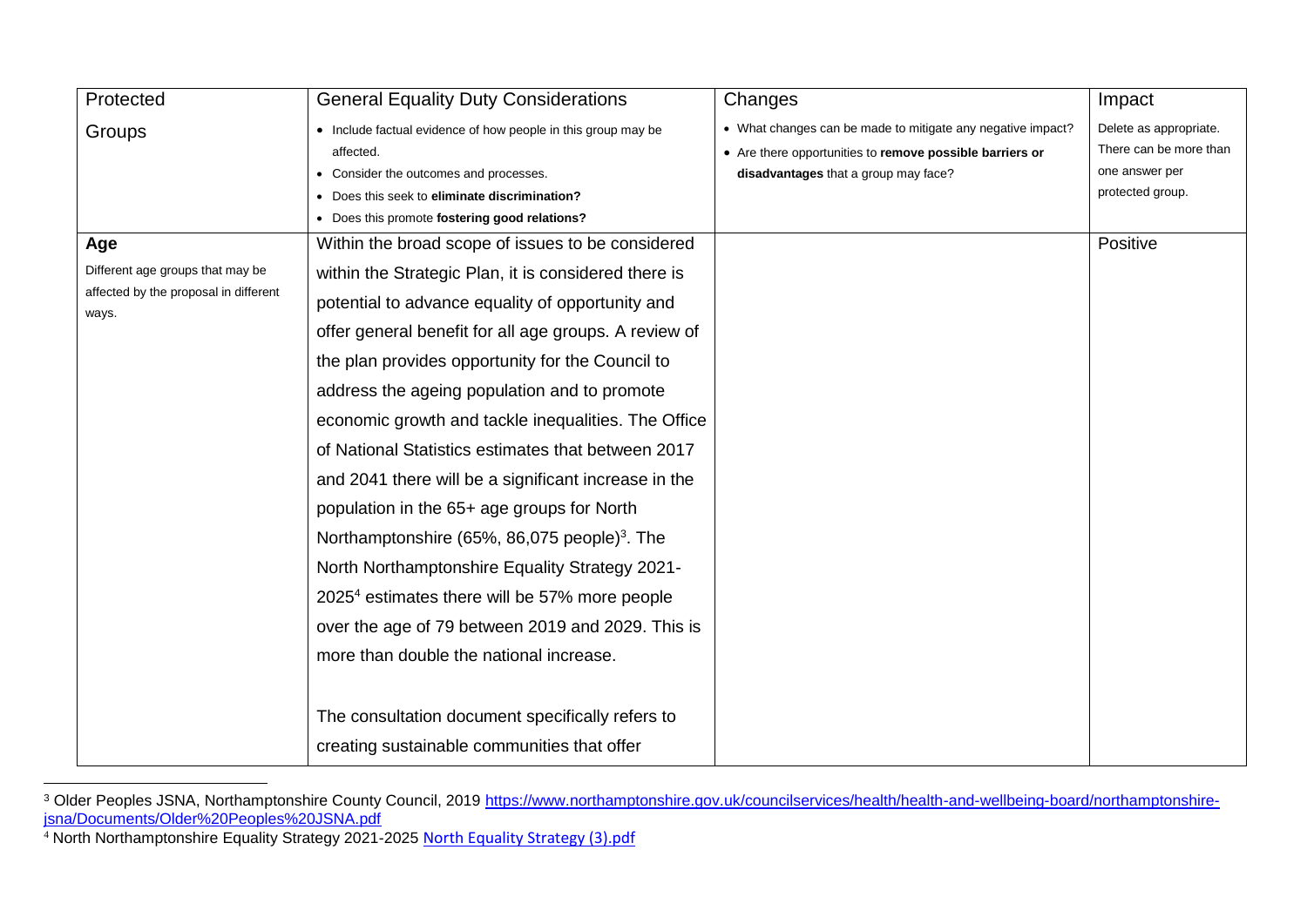| Protected Groups | General Equality Duty Considerations<br>• Include factual evidence of how people in this group may be affected.<br>• Consider the outcomes and processes.<br>• Does this seek to **eliminate discrimination?**<br>• Does this promote **fostering good relations?** | Changes<br>• What changes can be made to mitigate any negative impact?<br>• Are there opportunities to **remove possible barriers or disadvantages** that a group may face? | Impact<br>Delete as appropriate. There can be more than one answer per protected group. |
|---|---|---|---|
| **Age**<br>Different age groups that may be affected by the proposal in different ways. | Within the broad scope of issues to be considered within the Strategic Plan, it is considered there is potential to advance equality of opportunity and offer general benefit for all age groups. A review of the plan provides opportunity for the Council to address the ageing population and to promote economic growth and tackle inequalities. The Office of National Statistics estimates that between 2017 and 2041 there will be a significant increase in the population in the 65+ age groups for North Northamptonshire (65%, 86,075 people)[3]. The North Northamptonshire Equality Strategy 2021-2025[4] estimates there will be 57% more people over the age of 79 between 2019 and 2029. This is more than double the national increase.<br><br>The consultation document specifically refers to creating sustainable communities that offer | | Positive |

[3] Older Peoples JSNA, Northamptonshire County Council, 2019 https://www.northamptonshire.gov.uk/councilservices/health/health-and-wellbeing-board/northamptonshire-jsna/Documents/Older%20Peoples%20JSNA.pdf

[4] North Northamptonshire Equality Strategy 2021-2025 North Equality Strategy (3).pdf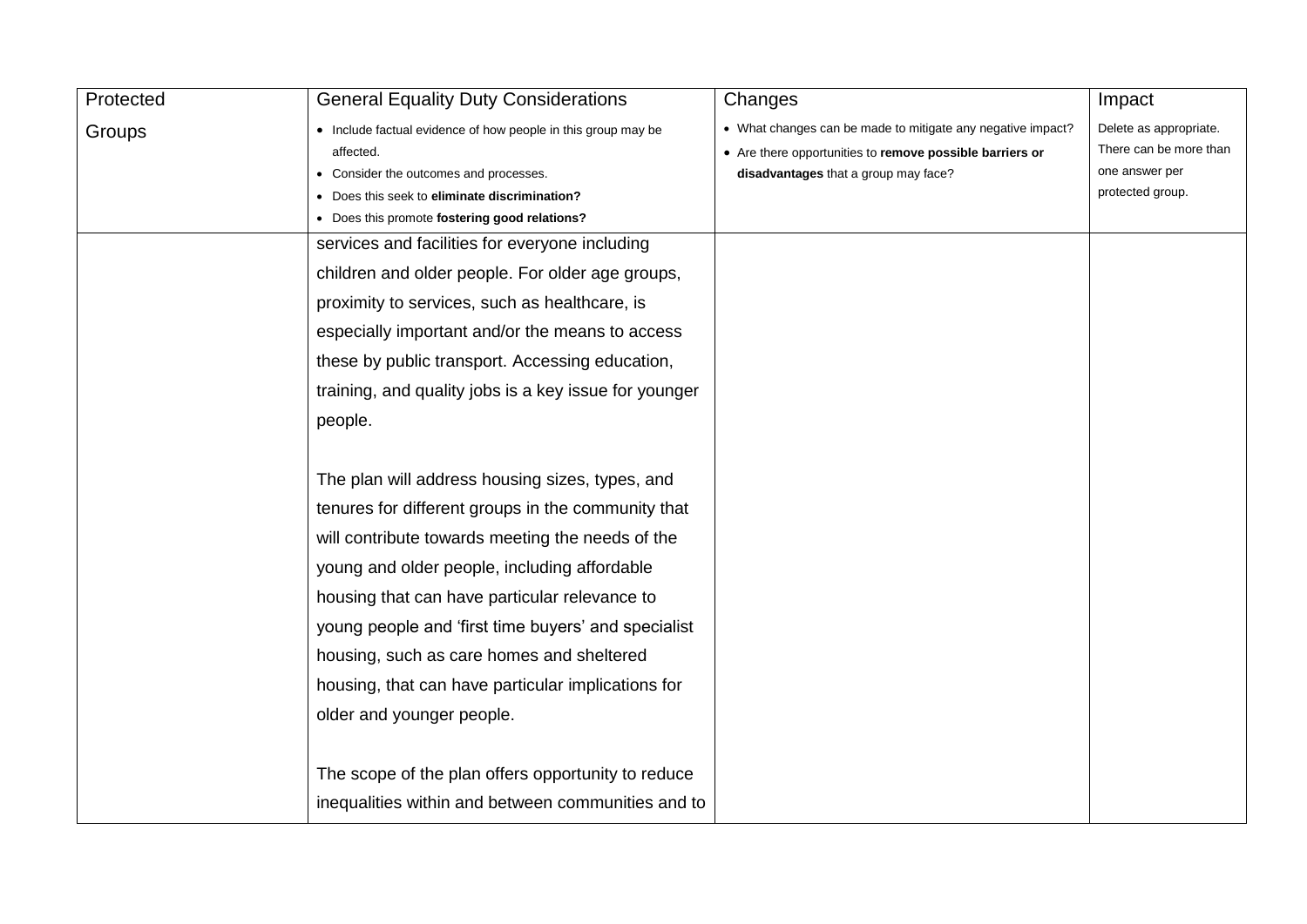| Protected Groups | General Equality Duty Considerations<br>• Include factual evidence of how people in this group may be affected.<br>• Consider the outcomes and processes.<br>• Does this seek to **eliminate discrimination?**<br>• Does this promote **fostering good relations?** | Changes<br>• What changes can be made to mitigate any negative impact?<br>• Are there opportunities to **remove possible barriers or disadvantages** that a group may face? | Impact<br>Delete as appropriate. There can be more than one answer per protected group. |
|---|---|---|---|
| | services and facilities for everyone including children and older people. For older age groups, proximity to services, such as healthcare, is especially important and/or the means to access these by public transport. Accessing education, training, and quality jobs is a key issue for younger people.<br><br>The plan will address housing sizes, types, and tenures for different groups in the community that will contribute towards meeting the needs of the young and older people, including affordable housing that can have particular relevance to young people and 'first time buyers' and specialist housing, such as care homes and sheltered housing, that can have particular implications for older and younger people.<br><br>The scope of the plan offers opportunity to reduce inequalities within and between communities and to | | |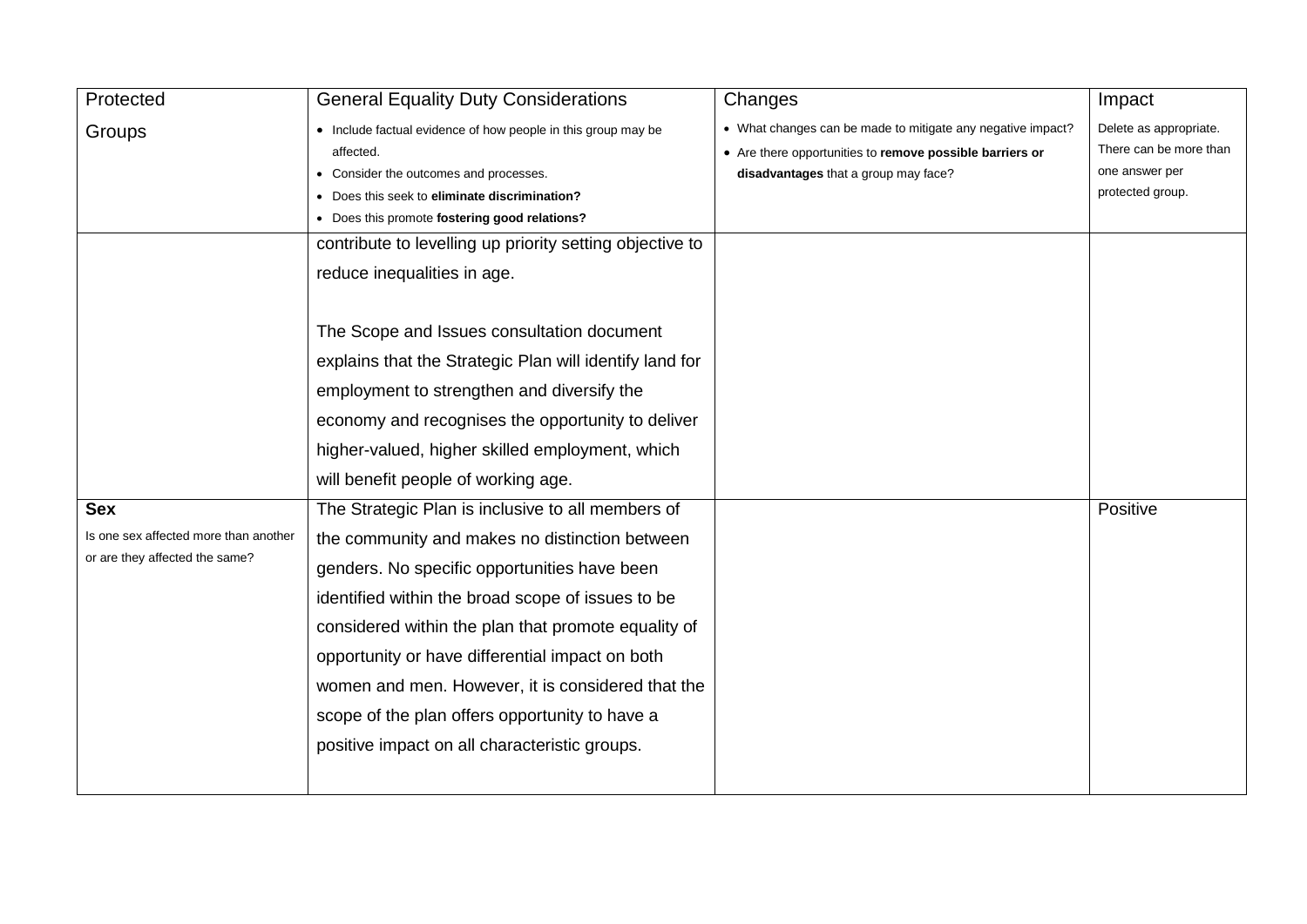| Protected Groups | General Equality Duty Considerations<br>• Include factual evidence of how people in this group may be affected.<br>• Consider the outcomes and processes.<br>• Does this seek to **eliminate discrimination?**<br>• Does this promote **fostering good relations?** | Changes<br>• What changes can be made to mitigate any negative impact?<br>• Are there opportunities to **remove possible barriers or disadvantages** that a group may face? | Impact<br>Delete as appropriate. There can be more than one answer per protected group. |
|---|---|---|---|
| | contribute to levelling up priority setting objective to reduce inequalities in age.<br><br>The Scope and Issues consultation document explains that the Strategic Plan will identify land for employment to strengthen and diversify the economy and recognises the opportunity to deliver higher-valued, higher skilled employment, which will benefit people of working age. | | |
| **Sex**<br>Is one sex affected more than another or are they affected the same? | The Strategic Plan is inclusive to all members of the community and makes no distinction between genders. No specific opportunities have been identified within the broad scope of issues to be considered within the plan that promote equality of opportunity or have differential impact on both women and men. However, it is considered that the scope of the plan offers opportunity to have a positive impact on all characteristic groups. | | Positive |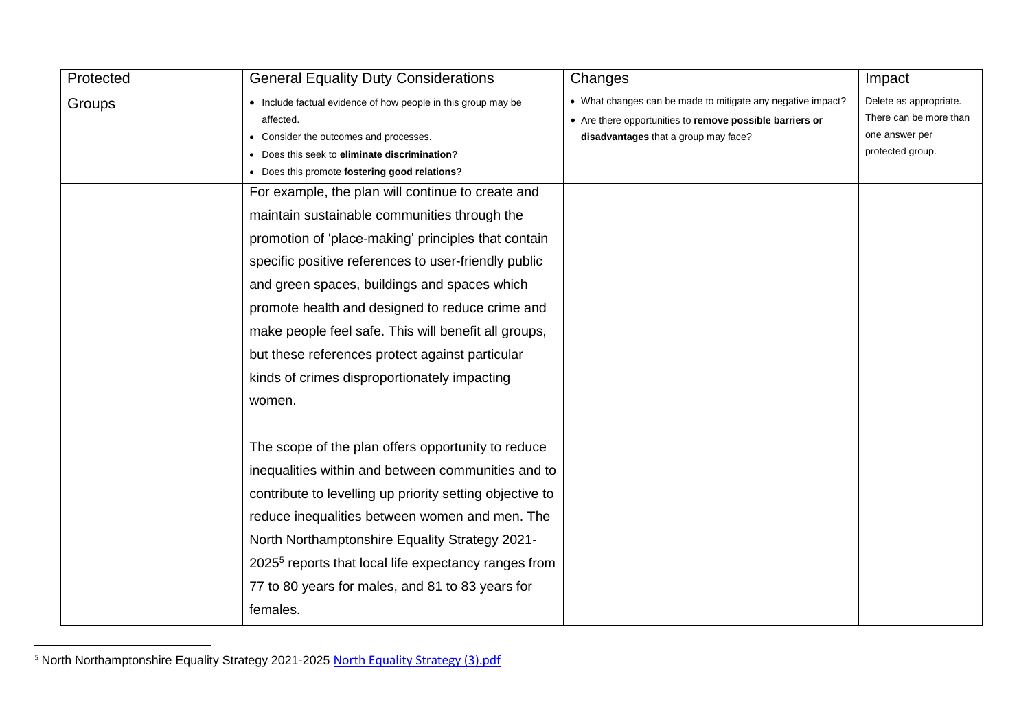| Protected Groups | General Equality Duty Considerations<br>• Include factual evidence of how people in this group may be affected.<br>• Consider the outcomes and processes.<br>• Does this seek to **eliminate discrimination?**<br>• Does this promote **fostering good relations?** | Changes<br>• What changes can be made to mitigate any negative impact?<br>• Are there opportunities to **remove possible barriers or disadvantages** that a group may face? | Impact<br>Delete as appropriate. There can be more than one answer per protected group. |
|---|---|---|---|
| | For example, the plan will continue to create and maintain sustainable communities through the promotion of 'place-making' principles that contain specific positive references to user-friendly public and green spaces, buildings and spaces which promote health and designed to reduce crime and make people feel safe. This will benefit all groups, but these references protect against particular kinds of crimes disproportionately impacting women.<br><br>The scope of the plan offers opportunity to reduce inequalities within and between communities and to contribute to levelling up priority setting objective to reduce inequalities between women and men. The North Northamptonshire Equality Strategy 2021-2025[5] reports that local life expectancy ranges from 77 to 80 years for males, and 81 to 83 years for females. | | |

[5] North Northamptonshire Equality Strategy 2021-2025 [North Equality Strategy (3).pdf]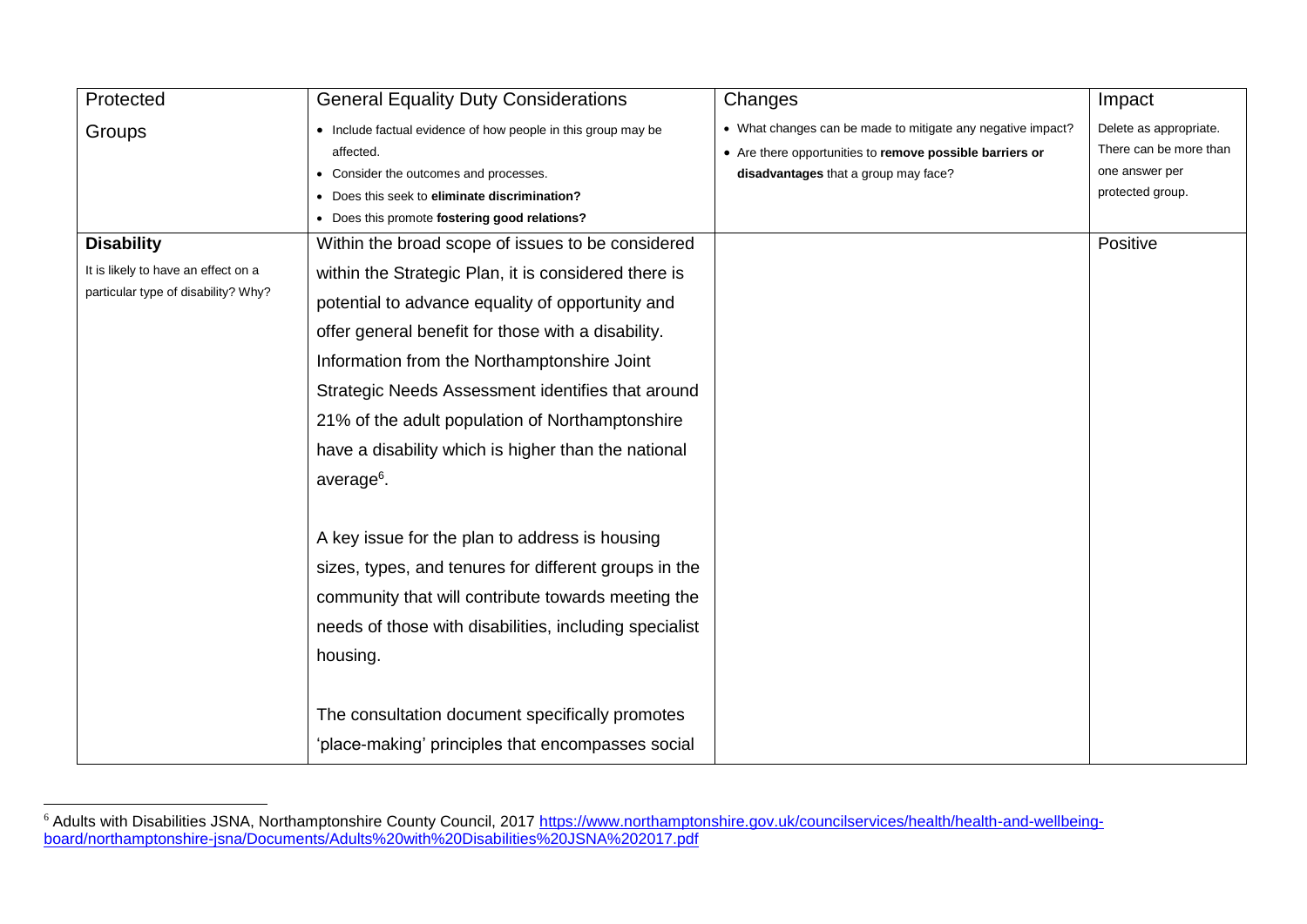| Protected Groups | General Equality Duty Considerations<br>• Include factual evidence of how people in this group may be affected.<br>• Consider the outcomes and processes.<br>• Does this seek to **eliminate discrimination?**<br>• Does this promote **fostering good relations?** | Changes<br>• What changes can be made to mitigate any negative impact?<br>• Are there opportunities to **remove possible barriers or disadvantages** that a group may face? | Impact<br>Delete as appropriate. There can be more than one answer per protected group. |
|---|---|---|---|
| **Disability**<br>It is likely to have an effect on a particular type of disability? Why? | Within the broad scope of issues to be considered within the Strategic Plan, it is considered there is potential to advance equality of opportunity and offer general benefit for those with a disability. Information from the Northamptonshire Joint Strategic Needs Assessment identifies that around 21% of the adult population of Northamptonshire have a disability which is higher than the national average[6].<br><br>A key issue for the plan to address is housing sizes, types, and tenures for different groups in the community that will contribute towards meeting the needs of those with disabilities, including specialist housing.<br><br>The consultation document specifically promotes 'place-making' principles that encompasses social | | Positive |

[6] Adults with Disabilities JSNA, Northamptonshire County Council, 2017 https://www.northamptonshire.gov.uk/councilservices/health/health-and-wellbeing-board/northamptonshire-jsna/Documents/Adults%20with%20Disabilities%20JSNA%202017.pdf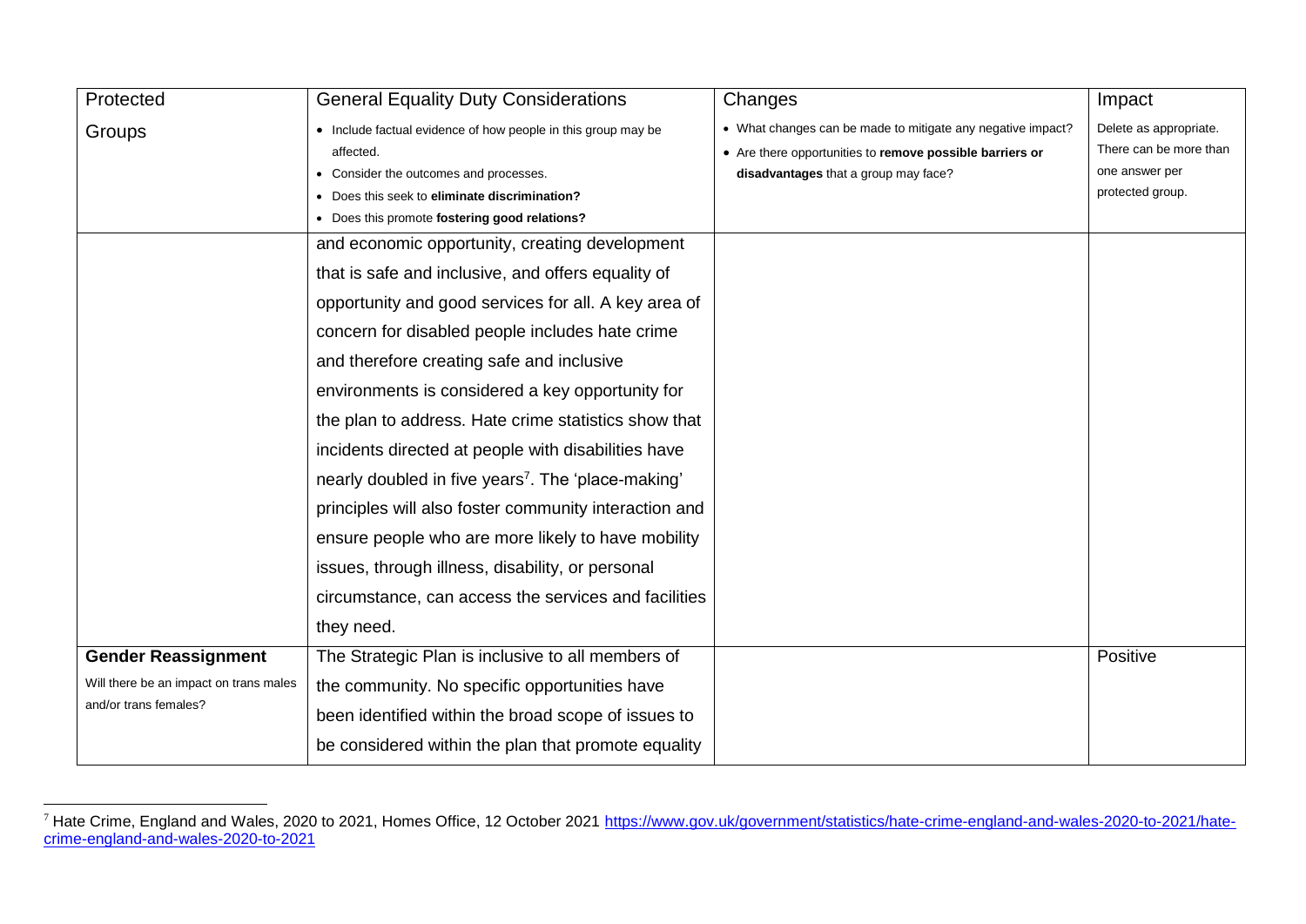| Protected Groups | General Equality Duty Considerations<br>• Include factual evidence of how people in this group may be affected.<br>• Consider the outcomes and processes.<br>• Does this seek to **eliminate discrimination?**<br>• Does this promote **fostering good relations?** | Changes<br>• What changes can be made to mitigate any negative impact?<br>• Are there opportunities to **remove possible barriers or disadvantages** that a group may face? | Impact<br>Delete as appropriate. There can be more than one answer per protected group. |
|---|---|---|---|
| | and economic opportunity, creating development that is safe and inclusive, and offers equality of opportunity and good services for all. A key area of concern for disabled people includes hate crime and therefore creating safe and inclusive environments is considered a key opportunity for the plan to address. Hate crime statistics show that incidents directed at people with disabilities have nearly doubled in five years[7]. The 'place-making' principles will also foster community interaction and ensure people who are more likely to have mobility issues, through illness, disability, or personal circumstance, can access the services and facilities they need. | | |
| **Gender Reassignment**<br>Will there be an impact on trans males and/or trans females? | The Strategic Plan is inclusive to all members of the community. No specific opportunities have been identified within the broad scope of issues to be considered within the plan that promote equality | | Positive |

[7] Hate Crime, England and Wales, 2020 to 2021, Homes Office, 12 October 2021 [https://www.gov.uk/government/statistics/hate-crime-england-and-wales-2020-to-2021/hate-crime-england-and-wales-2020-to-2021](https://www.gov.uk/government/statistics/hate-crime-england-and-wales-2020-to-2021/hate-crime-england-and-wales-2020-to-2021)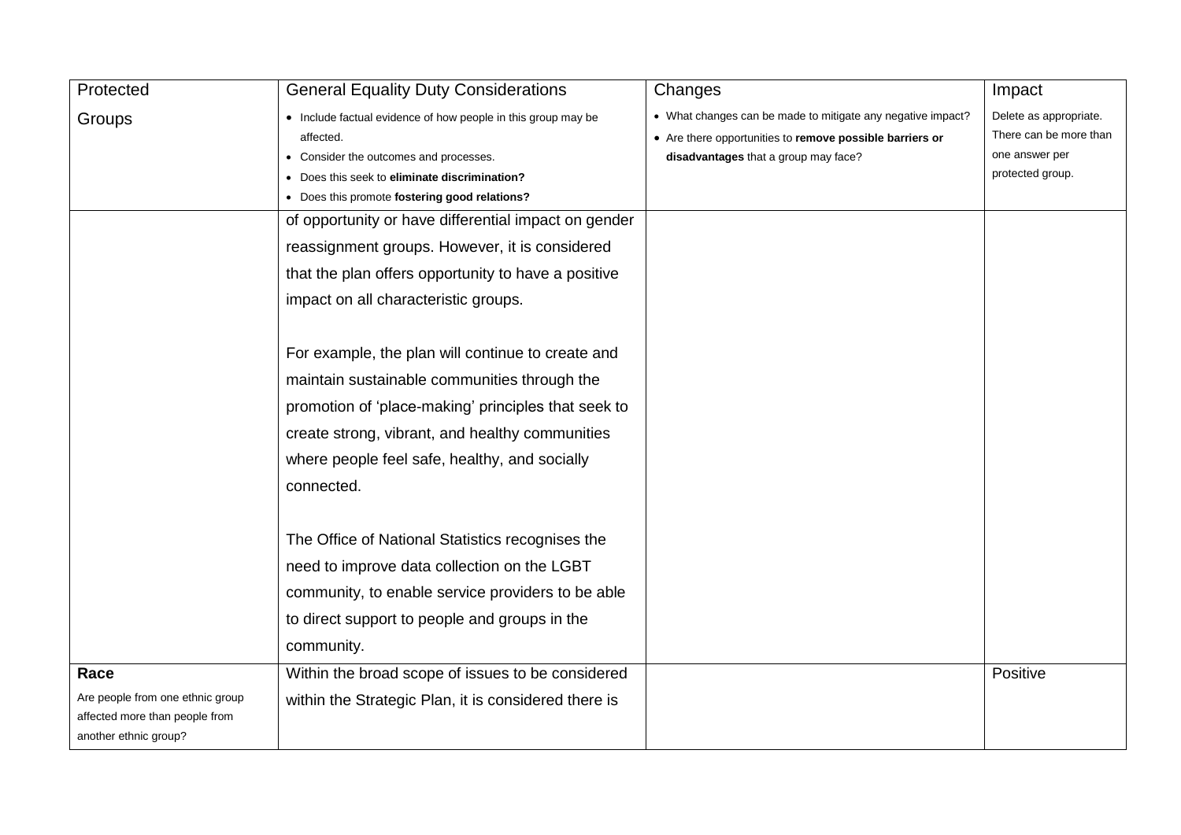| Protected Groups | General Equality Duty Considerations<br>• Include factual evidence of how people in this group may be affected.<br>• Consider the outcomes and processes.<br>• Does this seek to **eliminate discrimination?**<br>• Does this promote **fostering good relations?** | Changes<br>• What changes can be made to mitigate any negative impact?<br>• Are there opportunities to **remove possible barriers or disadvantages** that a group may face? | Impact<br>Delete as appropriate. There can be more than one answer per protected group. |
|---|---|---|---|
| | of opportunity or have differential impact on gender reassignment groups. However, it is considered that the plan offers opportunity to have a positive impact on all characteristic groups.<br><br>For example, the plan will continue to create and maintain sustainable communities through the promotion of 'place-making' principles that seek to create strong, vibrant, and healthy communities where people feel safe, healthy, and socially connected.<br><br>The Office of National Statistics recognises the need to improve data collection on the LGBT community, to enable service providers to be able to direct support to people and groups in the community. | | |
| **Race**<br>Are people from one ethnic group affected more than people from another ethnic group? | Within the broad scope of issues to be considered within the Strategic Plan, it is considered there is | | Positive |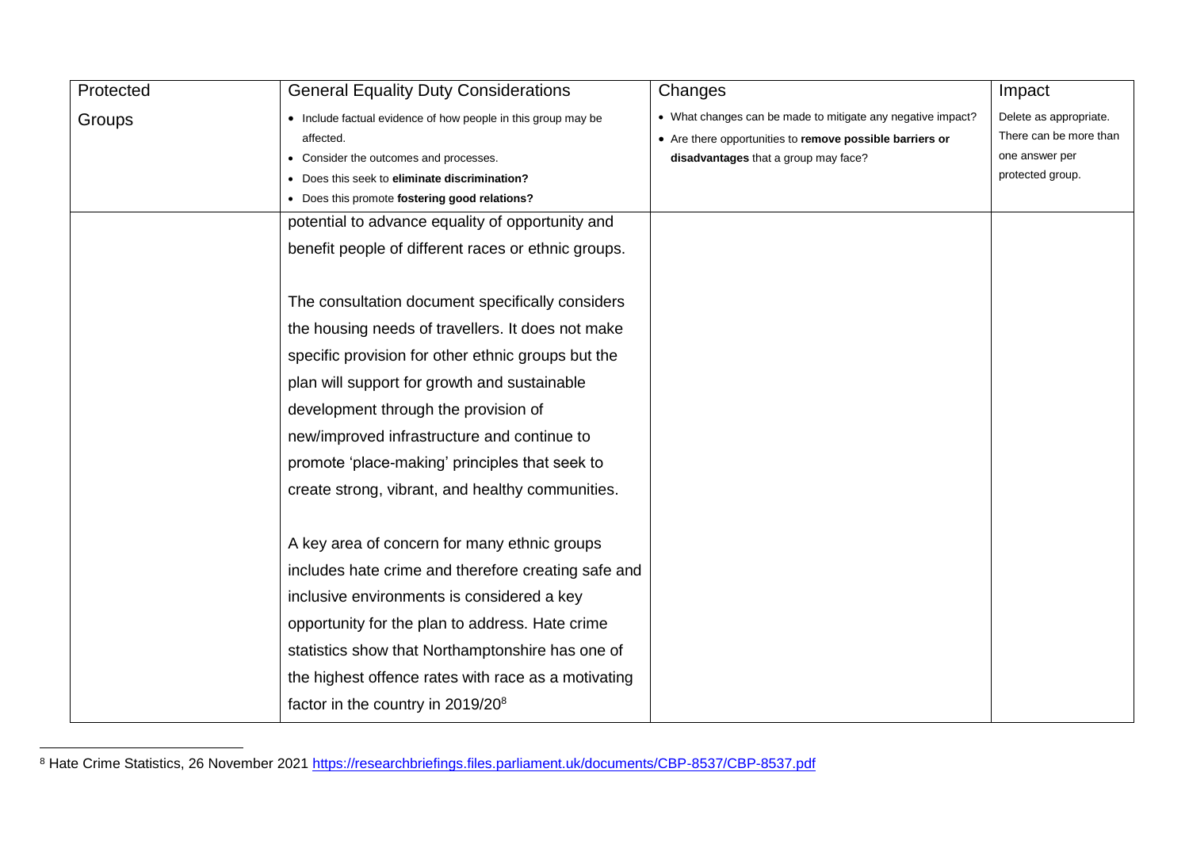| Protected Groups | General Equality Duty Considerations<br>• Include factual evidence of how people in this group may be affected.<br>• Consider the outcomes and processes.<br>• Does this seek to **eliminate discrimination?**<br>• Does this promote **fostering good relations?** | Changes<br>• What changes can be made to mitigate any negative impact?<br>• Are there opportunities to **remove possible barriers or disadvantages** that a group may face? | Impact<br>Delete as appropriate. There can be more than one answer per protected group. |
| --- | --- | --- | --- |
| | potential to advance equality of opportunity and benefit people of different races or ethnic groups.<br><br>The consultation document specifically considers the housing needs of travellers. It does not make specific provision for other ethnic groups but the plan will support for growth and sustainable development through the provision of new/improved infrastructure and continue to promote 'place-making' principles that seek to create strong, vibrant, and healthy communities.<br><br>A key area of concern for many ethnic groups includes hate crime and therefore creating safe and inclusive environments is considered a key opportunity for the plan to address. Hate crime statistics show that Northamptonshire has one of the highest offence rates with race as a motivating factor in the country in 2019/20[8] | | |

[8] Hate Crime Statistics, 26 November 2021 https://researchbriefings.files.parliament.uk/documents/CBP-8537/CBP-8537.pdf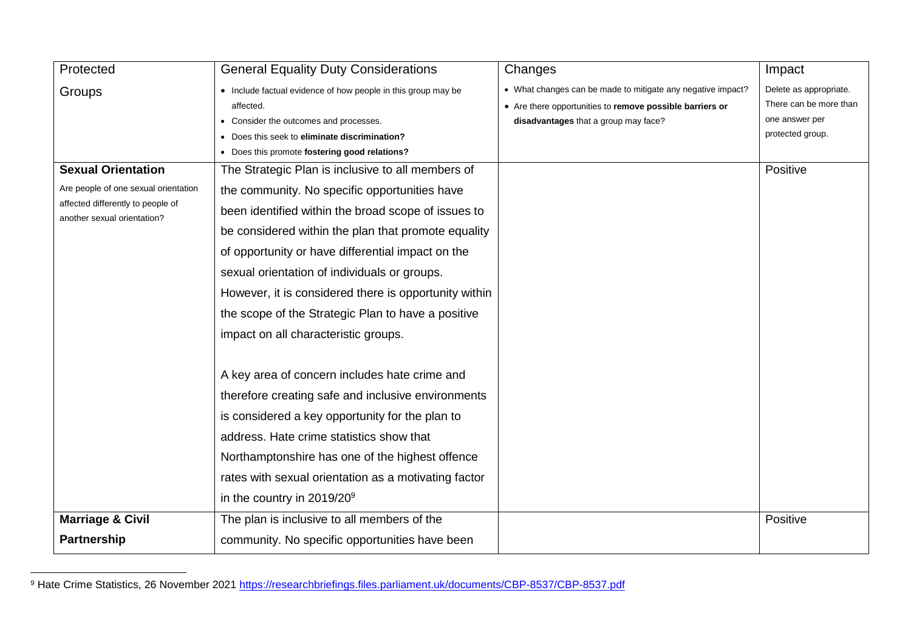| Protected Groups | General Equality Duty Considerations | Changes | Impact |
| --- | --- | --- | --- |
| | • Include factual evidence of how people in this group may be affected.<br>• Consider the outcomes and processes.<br>• Does this seek to **eliminate discrimination?**<br>• Does this promote **fostering good relations?** | • What changes can be made to mitigate any negative impact?<br>• Are there opportunities to **remove possible barriers or disadvantages** that a group may face? | Delete as appropriate. There can be more than one answer per protected group. |
| **Sexual Orientation**<br>Are people of one sexual orientation affected differently to people of another sexual orientation? | The Strategic Plan is inclusive to all members of the community. No specific opportunities have been identified within the broad scope of issues to be considered within the plan that promote equality of opportunity or have differential impact on the sexual orientation of individuals or groups. However, it is considered there is opportunity within the scope of the Strategic Plan to have a positive impact on all characteristic groups.<br><br>A key area of concern includes hate crime and therefore creating safe and inclusive environments is considered a key opportunity for the plan to address. Hate crime statistics show that Northamptonshire has one of the highest offence rates with sexual orientation as a motivating factor in the country in 2019/20[9] | | Positive |
| **Marriage & Civil Partnership** | The plan is inclusive to all members of the community. No specific opportunities have been | | Positive |

[9] Hate Crime Statistics, 26 November 2021 https://researchbriefings.files.parliament.uk/documents/CBP-8537/CBP-8537.pdf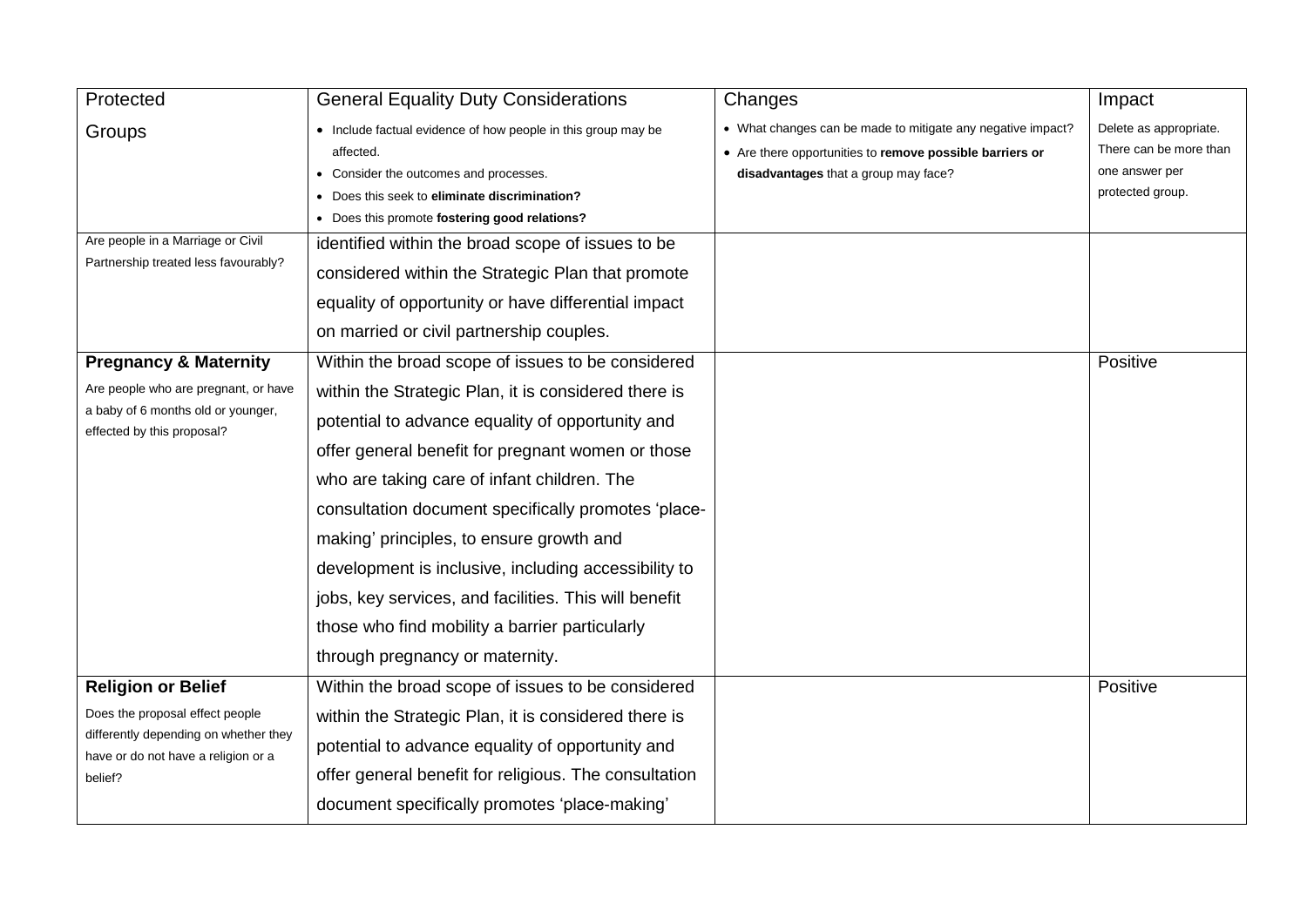| Protected Groups | General Equality Duty Considerations | Changes | Impact |
| --- | --- | --- | --- |
| | • Include factual evidence of how people in this group may be affected.<br>• Consider the outcomes and processes.<br>• Does this seek to **eliminate discrimination?**<br>• Does this promote **fostering good relations?** | • What changes can be made to mitigate any negative impact?<br>• Are there opportunities to **remove possible barriers or disadvantages** that a group may face? | Delete as appropriate. There can be more than one answer per protected group. |
| Are people in a Marriage or Civil Partnership treated less favourably? | identified within the broad scope of issues to be considered within the Strategic Plan that promote equality of opportunity or have differential impact on married or civil partnership couples. | | |
| **Pregnancy & Maternity**<br>Are people who are pregnant, or have a baby of 6 months old or younger, effected by this proposal? | Within the broad scope of issues to be considered within the Strategic Plan, it is considered there is potential to advance equality of opportunity and offer general benefit for pregnant women or those who are taking care of infant children. The consultation document specifically promotes 'place-making' principles, to ensure growth and development is inclusive, including accessibility to jobs, key services, and facilities. This will benefit those who find mobility a barrier particularly through pregnancy or maternity. | | Positive |
| **Religion or Belief**<br>Does the proposal effect people differently depending on whether they have or do not have a religion or a belief? | Within the broad scope of issues to be considered within the Strategic Plan, it is considered there is potential to advance equality of opportunity and offer general benefit for religious. The consultation document specifically promotes 'place-making' | | Positive |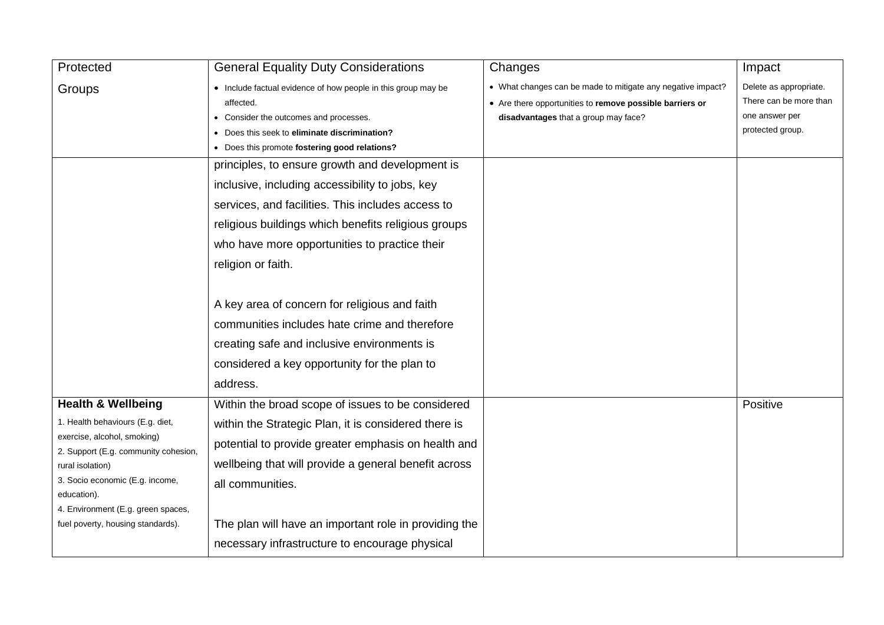| Protected Groups | General Equality Duty Considerations<br>• Include factual evidence of how people in this group may be affected.<br>• Consider the outcomes and processes.<br>• Does this seek to **eliminate discrimination?**<br>• Does this promote **fostering good relations?** | Changes<br>• What changes can be made to mitigate any negative impact?<br>• Are there opportunities to **remove possible barriers or disadvantages** that a group may face? | Impact<br>Delete as appropriate. There can be more than one answer per protected group. |
|---|---|---|---|
| | principles, to ensure growth and development is inclusive, including accessibility to jobs, key services, and facilities. This includes access to religious buildings which benefits religious groups who have more opportunities to practice their religion or faith.<br><br>A key area of concern for religious and faith communities includes hate crime and therefore creating safe and inclusive environments is considered a key opportunity for the plan to address. | | |
| **Health & Wellbeing**<br>1. Health behaviours (E.g. diet, exercise, alcohol, smoking)<br>2. Support (E.g. community cohesion, rural isolation)<br>3. Socio economic (E.g. income, education).<br>4. Environment (E.g. green spaces, fuel poverty, housing standards). | Within the broad scope of issues to be considered within the Strategic Plan, it is considered there is potential to provide greater emphasis on health and wellbeing that will provide a general benefit across all communities.<br><br>The plan will have an important role in providing the necessary infrastructure to encourage physical | | Positive |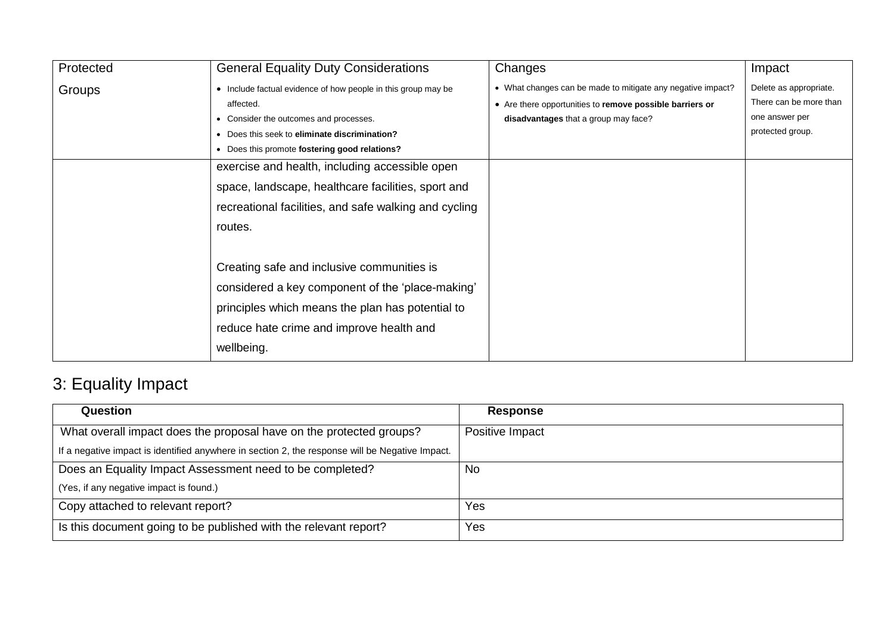| Protected Groups | General Equality Duty Considerations<br>• Include factual evidence of how people in this group may be affected.<br>• Consider the outcomes and processes.<br>• Does this seek to **eliminate discrimination?**<br>• Does this promote **fostering good relations?** | Changes<br>• What changes can be made to mitigate any negative impact?<br>• Are there opportunities to **remove possible barriers or disadvantages** that a group may face? | Impact<br>Delete as appropriate. There can be more than one answer per protected group. |
|---|---|---|---|
| | exercise and health, including accessible open space, landscape, healthcare facilities, sport and recreational facilities, and safe walking and cycling routes.<br><br>Creating safe and inclusive communities is considered a key component of the 'place-making' principles which means the plan has potential to reduce hate crime and improve health and wellbeing. | | |

## 3: Equality Impact

| Question | Response |
|---|---|
| What overall impact does the proposal have on the protected groups?<br>If a negative impact is identified anywhere in section 2, the response will be Negative Impact. | Positive Impact |
| Does an Equality Impact Assessment need to be completed?<br>(Yes, if any negative impact is found.) | No |
| Copy attached to relevant report? | Yes |
| Is this document going to be published with the relevant report? | Yes |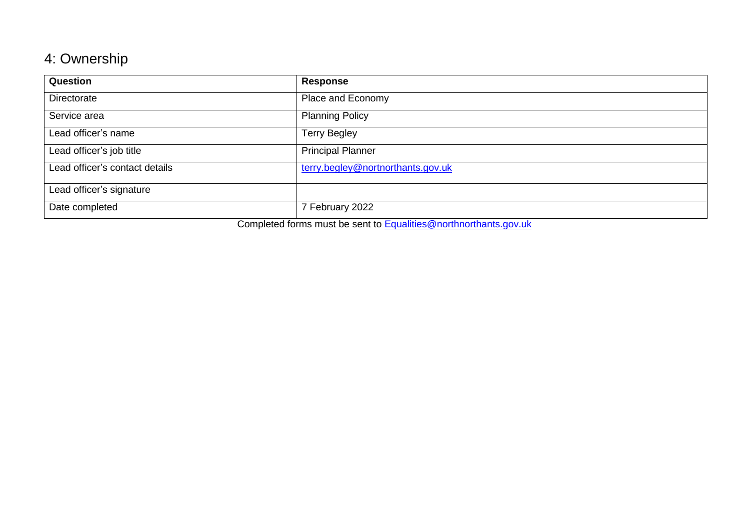## 4: Ownership

| Question | Response |
|---|---|
| Directorate | Place and Economy |
| Service area | Planning Policy |
| Lead officer's name | Terry Begley |
| Lead officer's job title | Principal Planner |
| Lead officer's contact details | terry.begley@nortnorthants.gov.uk |
| Lead officer's signature | |
| Date completed | 7 February 2022 |

Completed forms must be sent to Equalities@northnorthants.gov.uk